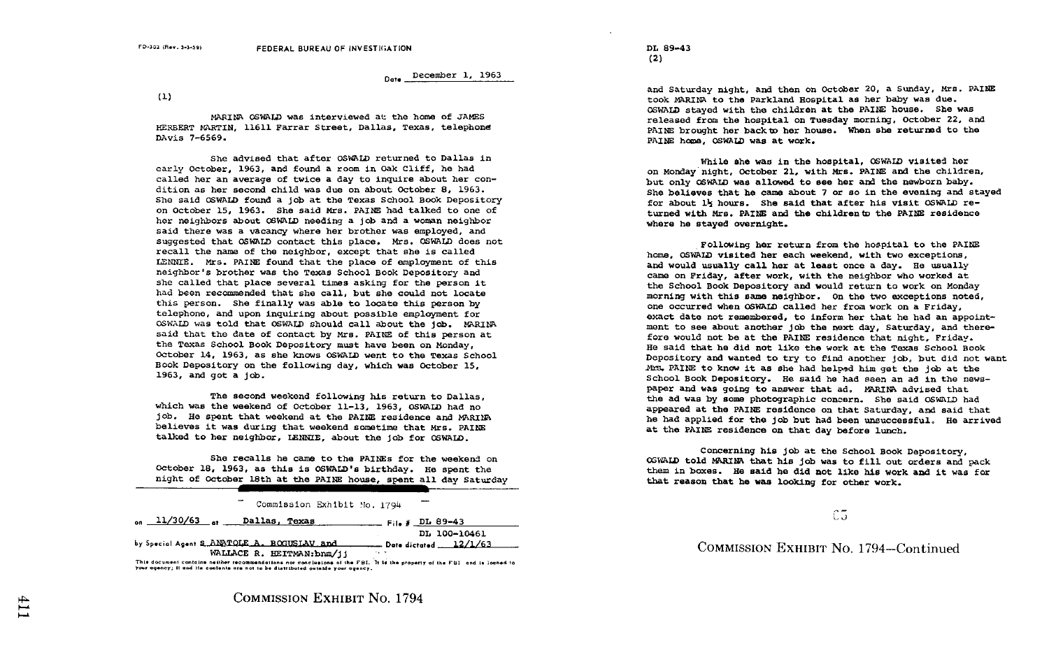FD-302 (Rev. 3-3-59)

FEDERAL BUREAU OF INVESTIGATION

Date December 1, 1963

(1)

MARINA OSWALD was interviewed at the home of JAMES HERBERT MARTIN, 11611 Farrar Street, Dallas, Texas, telephone DAvis 7-6569.

She advised that after OSWALD returned to Dallas in early October, 1963, and found a room in Oak Cliff, he had called her an average of twice a day to inquire about her condition as her second child was due on about October 8, 1963. She said OSWALD found a job at the Texas School Book Depository on October 15, 1963. She said Mrs. PAINE had talked to one of her neighbors about OSWALD needing a job and a woman neighbor said there was a vacancy where her brother was employed, and suggested that OSWALD contact this place. Mrs. OSWALD does not recall the name of the neighbor, except that she is called LENNIE. Mrs. PAINE found that the place of employment of this neighbor's brother was the Texas School Book Depository and she called that place several times asking for the person it had been recommended that she call, but she could not locate this person. She finally was able to locate this person by telephone, and upon inquiring about possible employment for OSWALD was told that OSWALD should call about the job. MARINA said that the date of contact by Mrs. PAINE of this person at the Texas School Book Depository must have been on Monday, October 14, 1963, as she knows OSWALD went to the Texas School Book Depository on the following day, which was October 15, 1963, and got a job.

The second weekend following his return to Dallas, which was the weekend of October 11-13, 1963, OSWALD had no job. He spent that weekend at the PAINE residence and MARINA believes it was during that weekend sometime that Mrs. PAINE talked to her neighbor, LENNIE, about the job for OSWALD.

She recalls he came to the PAINEs for the weekend on October 18, 1963, as this is OSWALD's birthday. He spent the night of October 18th at the PAINE house, spent all day Saturday

Commission Exhibit No. 1794

on 11/30/63 at Dallas, Texas File # DL 89-43
DL 100-10461

by Special Agent S ANATOLE A. BOGUSLAV and WALLACE R. HEITMAN:bnm/jj Date dictated 12/1/63

This document contains neither recommendations nor conclusions of the FBI. It is the property of the FBI and is loaned to your agency; it and its contents are not to be distributed outside your agency.

COMMISSION EXHIBIT No. 1794

DL 89-43
(2)

and Saturday night, and then on October 20, a Sunday, Mrs. PAINE took MARINA to the Parkland Hospital as her baby was due. OSWALD stayed with the children at the PAINE house. She was released from the hospital on Tuesday morning, October 22, and PAINE brought her back to her house. When she returned to the PAINE home, OSWALD was at work.

While she was in the hospital, OSWALD visited her on Monday night, October 21, with Mrs. PAINE and the children, but only OSWALD was allowed to see her and the newborn baby. She believes that he came about 7 or so in the evening and stayed for about 1½ hours. She said that after his visit OSWALD returned with Mrs. PAINE and the children to the PAINE residence where he stayed overnight.

Following her return from the hospital to the PAINE home, OSWALD visited her each weekend, with two exceptions, and would usually call her at least once a day. He usually came on Friday, after work, with the neighbor who worked at the School Book Depository and would return to work on Monday morning with this same neighbor. On the two exceptions noted, one occurred when OSWALD called her from work on a Friday, exact date not remembered, to inform her that he had an appointment to see about another job the next day, Saturday, and therefore would not be at the PAINE residence that night, Friday. He said that he did not like the work at the Texas School Book Depository and wanted to try to find another job, but did not want Mrs. PAINE to know it as she had helped him get the job at the School Book Depository. He said he had seen an ad in the newspaper and was going to answer that ad. MARINA advised that the ad was by some photographic concern. She said OSWALD had appeared at the PAINE residence on that Saturday, and said that he had applied for the job but had been unsuccessful. He arrived at the PAINE residence on that day before lunch.

Concerning his job at the School Book Depository, OSWALD told MARINA that his job was to fill out orders and pack them in boxes. He said he did not like his work and it was for that reason that he was looking for other work.

COMMISSION EXHIBIT No. 1794—Continued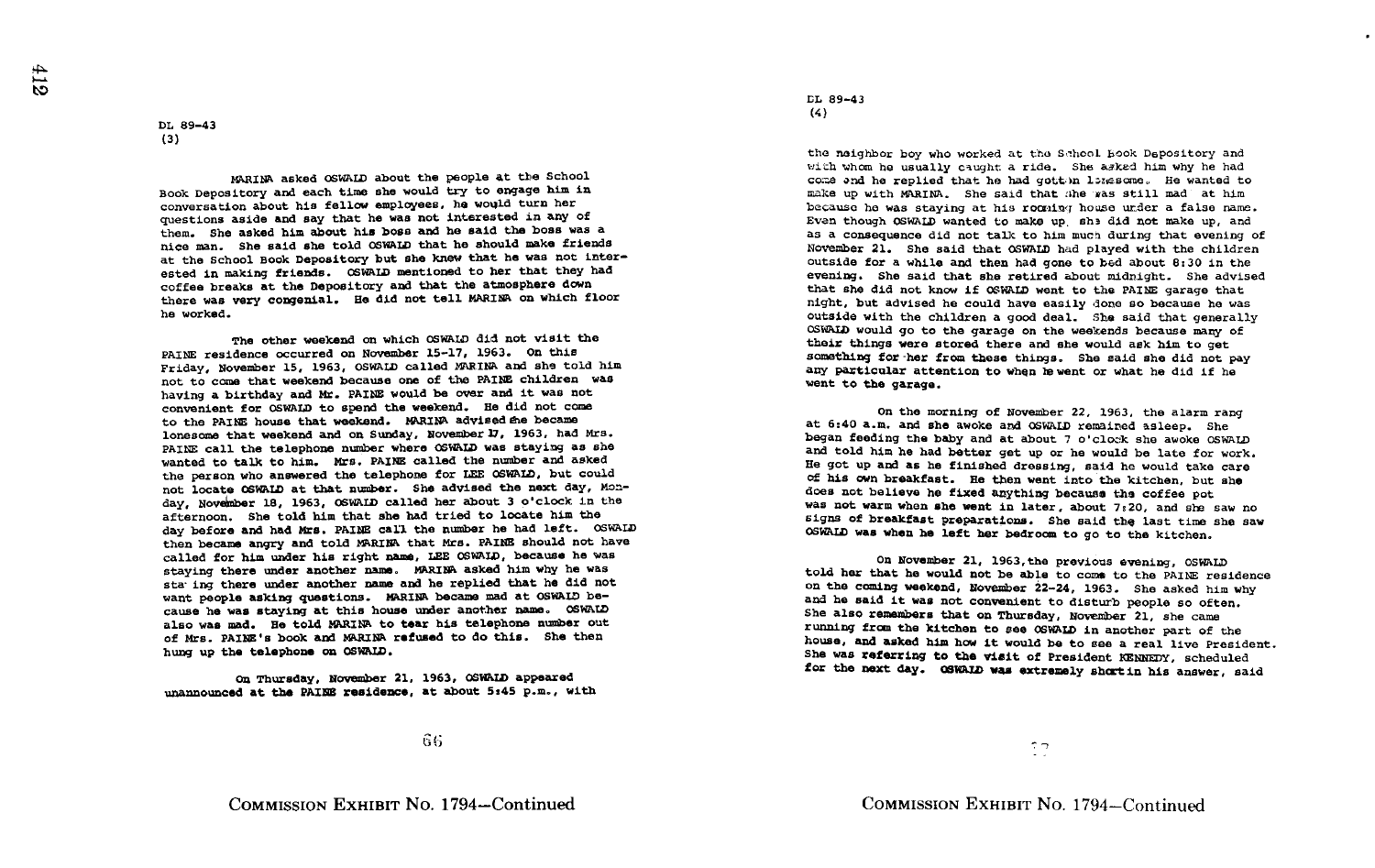DL 89-43
(3)

MARINA asked OSWALD about the people at the School Book Depository and each time she would try to engage him in conversation about his fellow employees, he would turn her questions aside and say that he was not interested in any of them. She asked him about his boss and he said the boss was a nice man. She said she told OSWALD that he should make friends at the School Book Depository but she knew that he was not interested in making friends. OSWALD mentioned to her that they had coffee breaks at the Depository and that the atmosphere down there was very congenial. He did not tell MARINA on which floor he worked.

The other weekend on which OSWALD did not visit the PAINE residence occurred on November 15-17, 1963. On this Friday, November 15, 1963, OSWALD called MARINA and she told him not to come that weekend because one of the PAINE children was having a birthday and Mr. PAINE would be over and it was not convenient for OSWALD to spend the weekend. He did not come to the PAINE house that weekend. MARINA advised she became lonesome that weekend and on Sunday, November 17, 1963, had Mrs. PAINE call the telephone number where OSWALD was staying as she wanted to talk to him. Mrs. PAINE called the number and asked the person who answered the telephone for LEE OSWALD, but could not locate OSWALD at that number. She advised the next day, Monday, November 18, 1963, OSWALD called her about 3 o'clock in the afternoon. She told him that she had tried to locate him the day before and had Mrs. PAINE call the number he had left. OSWALD then became angry and told MARINA that Mrs. PAINE should not have called for him under his right name, LEE OSWALD, because he was staying there under another name. MARINA asked him why he was staying there under another name and he replied that he did not want people asking questions. MARINA became mad at OSWALD because he was staying at this house under another name. OSWALD also was mad. He told MARINA to tear his telephone number out of Mrs. PAINE's book and MARINA refused to do this. She then hung up the telephone on OSWALD.

On Thursday, November 21, 1963, OSWALD appeared unannounced at the PAINE residence, at about 5:45 p.m., with

COMMISSION EXHIBIT No. 1794—Continued

DL 89-43
(4)

the neighbor boy who worked at the School Book Depository and with whom he usually caught a ride. She asked him why he had come and he replied that he had gotten lonesome. He wanted to make up with MARINA. She said that she was still mad at him because he was staying at his rooming house under a false name. Even though OSWALD wanted to make up, she did not make up, and as a consequence did not talk to him much during that evening of November 21. She said that OSWALD had played with the children outside for a while and then had gone to bed about 8:30 in the evening. She said that she retired about midnight. She advised that she did not know if OSWALD went to the PAINE garage that night, but advised he could have easily done so because he was outside with the children a good deal. She said that generally OSWALD would go to the garage on the weekends because many of their things were stored there and she would ask him to get something for her from these things. She said she did not pay any particular attention to when he went or what he did if he went to the garage.

On the morning of November 22, 1963, the alarm rang at 6:40 a.m. and she awoke and OSWALD remained asleep. She began feeding the baby and at about 7 o'clock she awoke OSWALD and told him he had better get up or he would be late for work. He got up and as he finished dressing, said he would take care of his own breakfast. He then went into the kitchen, but she does not believe he fixed anything because the coffee pot was not warm when she went in later, about 7:20, and she saw no signs of breakfast preparations. She said the last time she saw OSWALD was when he left her bedroom to go to the kitchen.

On November 21, 1963, the previous evening, OSWALD told her that he would not be able to come to the PAINE residence on the coming weekend, November 22-24, 1963. She asked him why and he said it was not convenient to disturb people so often. She also remembers that on Thursday, November 21, she came running from the kitchen to see OSWALD in another part of the house, and asked him how it would be to see a real live President. She was referring to the visit of President KENNEDY, scheduled for the next day. OSWALD was extremely short in his answer, said

COMMISSION EXHIBIT No. 1794—Continued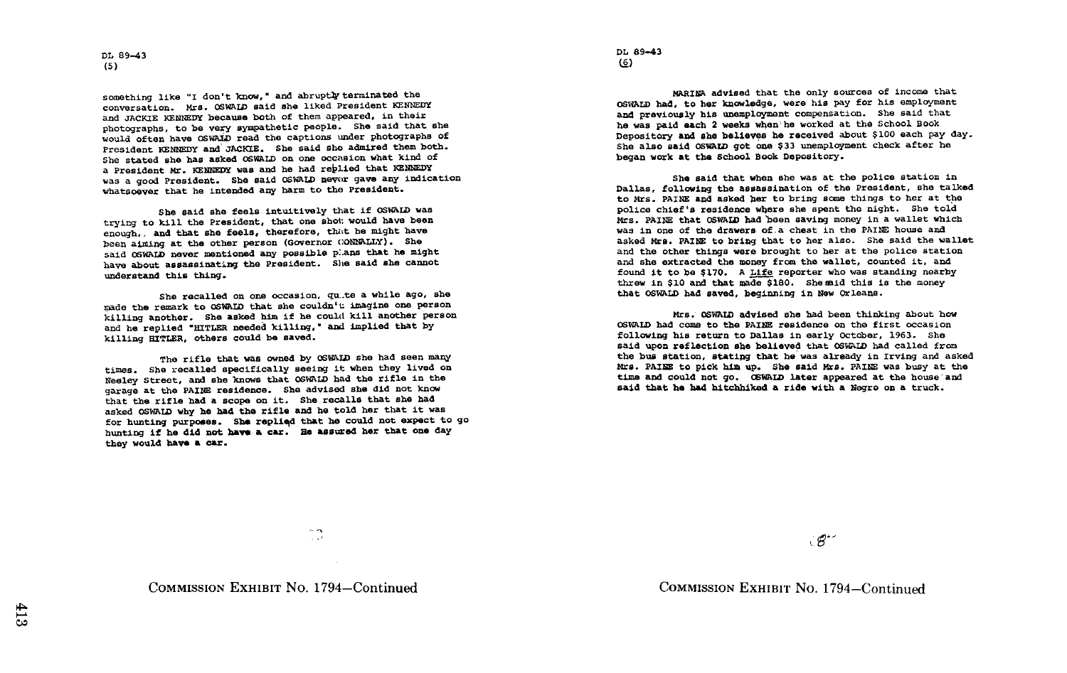something like "I don't know," and abruptly terminated the conversation. Mrs. OSWALD said she liked President KENNEDY and JACKIE KENNEDY because both of them appeared, in their photographs, to be very sympathetic people. She said that she would often have OSWALD read the captions under photographs of President KENNEDY and JACKIE. She said she admired them both. She stated she has asked OSWALD on one occasion what kind of a President Mr. KENNEDY was and he had replied that KENNEDY was a good President. She said OSWALD never gave any indication whatsoever that he intended any harm to the President.

She said she feels intuitively that if OSWALD was trying to kill the President, that one shot would have been enough, and that she feels, therefore, that he might have been aiming at the other person (Governor CONNALLY). She said OSWALD never mentioned any possible plans that he might have about assassinating the President. She said she cannot understand this thing.

She recalled on one occasion, quite a while ago, she made the remark to OSWALD that she couldn't imagine one person killing another. She asked him if he could kill another person and he replied "HITLER needed killing," and implied that by killing HITLER, others could be saved.

The rifle that was owned by OSWALD she had seen many times. She recalled specifically seeing it when they lived on Neeley Street, and she knows that OSWALD had the rifle in the garage at the PAINE residence. She advised she did not know that the rifle had a scope on it. She recalls that she had asked OSWALD why he had the rifle and he told her that it was for hunting purposes. She replied that he could not expect to go hunting if he did not have a car. He assured her that one day they would have a car.

COMMISSION EXHIBIT No. 1794—Continued

MARINA advised that the only sources of income that OSWALD had, to her knowledge, were his pay for his employment and previously his unemployment compensation. She said that he was paid each 2 weeks when he worked at the School Book Depository and she believes he received about $100 each pay day. She also said OSWALD got one $33 unemployment check after he began work at the School Book Depository.

She said that when she was at the police station in Dallas, following the assassination of the President, she talked to Mrs. PAINE and asked her to bring some things to her at the police chief's residence where she spent the night. She told Mrs. PAINE that OSWALD had been saving money in a wallet which was in one of the drawers of a chest in the PAINE house and asked Mrs. PAINE to bring that to her also. She said the wallet and the other things were brought to her at the police station and she extracted the money from the wallet, counted it, and found it to be $170. A *Life* reporter who was standing nearby threw in $10 and that made $180. She said this is the money that OSWALD had saved, beginning in New Orleans.

Mrs. OSWALD advised she had been thinking about how OSWALD had come to the PAINE residence on the first occasion following his return to Dallas in early October, 1963. She said upon reflection she believed that OSWALD had called from the bus station, stating that he was already in Irving and asked Mrs. PAINE to pick him up. She said Mrs. PAINE was busy at the time and could not go. OSWALD later appeared at the house and said that he had hitchhiked a ride with a Negro on a truck.

COMMISSION EXHIBIT No. 1794—Continued